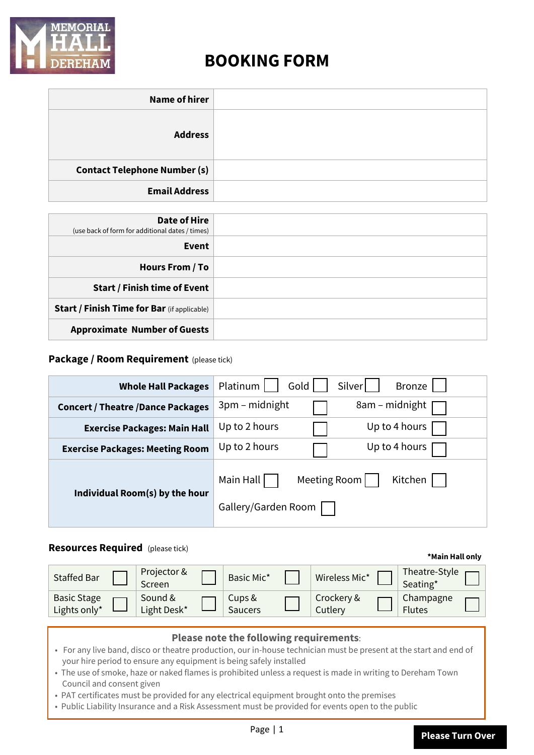MEMORIAL HALL DEREHAM

# BOOKING FORM

| | |
|---|---|
| **Name of hirer** | |
| **Address** | |
| **Contact Telephone Number (s)** | |
| **Email Address** | |

| | |
|---|---|
| **Date of Hire** (use back of form for additional dates / times) | |
| **Event** | |
| **Hours From / To** | |
| **Start / Finish time of Event** | |
| **Start / Finish Time for Bar** (if applicable) | |
| **Approximate Number of Guests** | |

### Package / Room Requirement (please tick)

| | |
|---|---|
| **Whole Hall Packages** | Platinum ☐ Gold ☐ Silver ☐ Bronze ☐ |
| **Concert / Theatre /Dance Packages** | 3pm – midnight ☐ 8am – midnight ☐ |
| **Exercise Packages: Main Hall** | Up to 2 hours ☐ Up to 4 hours ☐ |
| **Exercise Packages: Meeting Room** | Up to 2 hours ☐ Up to 4 hours ☐ |
| **Individual Room(s) by the hour** | Main Hall ☐ Meeting Room ☐ Kitchen ☐ Gallery/Garden Room ☐ |

### Resources Required (please tick)

***Main Hall only**

| | | | | |
|---|---|---|---|---|
| Staffed Bar ☐ | Projector & Screen ☐ | Basic Mic* ☐ | Wireless Mic* ☐ | Theatre-Style Seating* ☐ |
| Basic Stage Lights only* ☐ | Sound & Light Desk* ☐ | Cups & Saucers ☐ | Crockery & Cutlery ☐ | Champagne Flutes ☐ |

**Please note the following requirements**:

- For any live band, disco or theatre production, our in-house technician must be present at the start and end of your hire period to ensure any equipment is being safely installed
- The use of smoke, haze or naked flames is prohibited unless a request is made in writing to Dereham Town Council and consent given
- PAT certificates must be provided for any electrical equipment brought onto the premises
- Public Liability Insurance and a Risk Assessment must be provided for events open to the public

**Please Turn Over**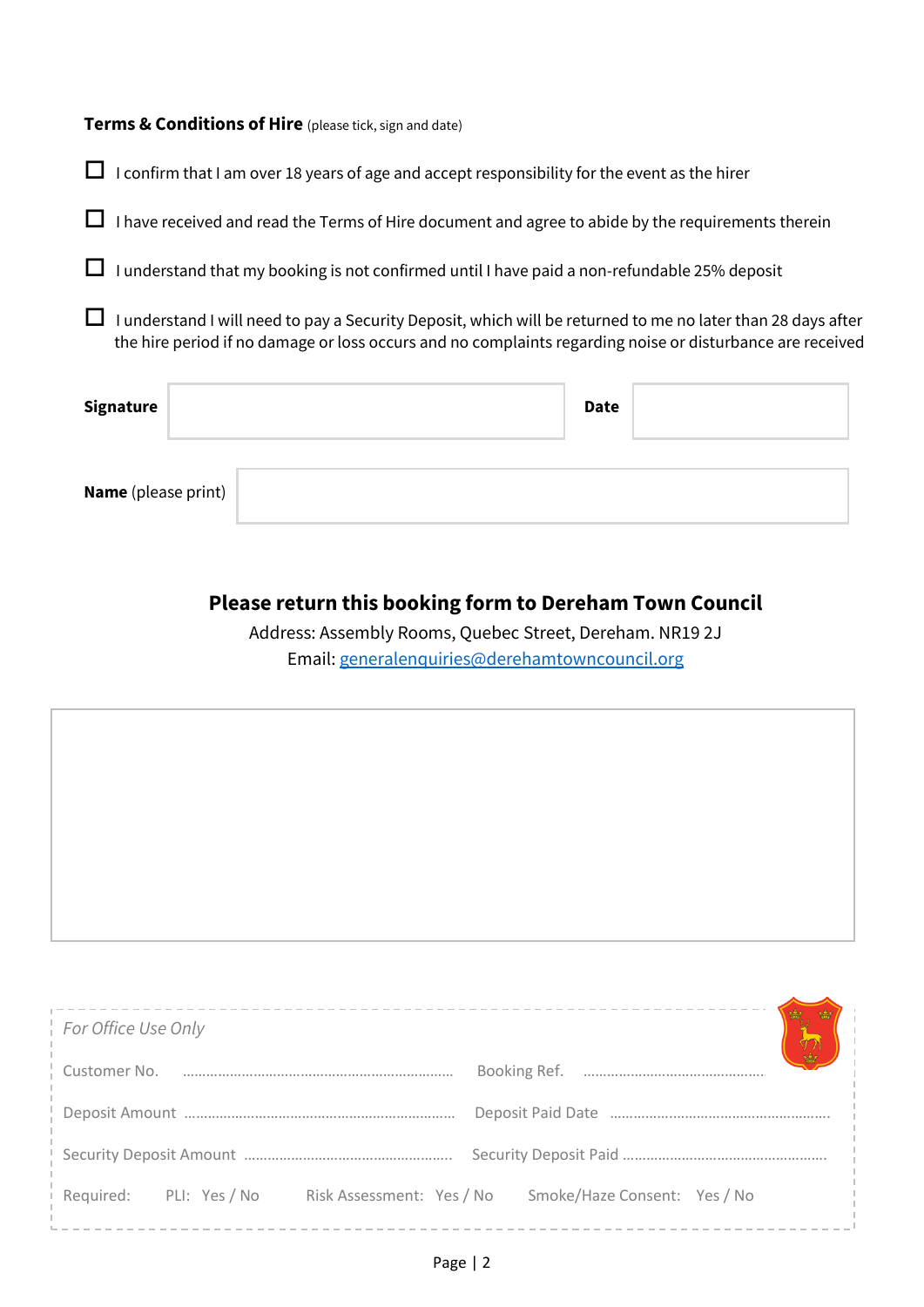**Terms & Conditions of Hire** (please tick, sign and date)

☐ I confirm that I am over 18 years of age and accept responsibility for the event as the hirer

☐ I have received and read the Terms of Hire document and agree to abide by the requirements therein

☐ I understand that my booking is not confirmed until I have paid a non-refundable 25% deposit

☐ I understand I will need to pay a Security Deposit, which will be returned to me no later than 28 days after the hire period if no damage or loss occurs and no complaints regarding noise or disturbance are received

**Signature** ______________________ **Date** ______________

**Name** (please print) ______________________________

## Please return this booking form to Dereham Town Council

Address: Assembly Rooms, Quebec Street, Dereham. NR19 2J

Email: generalenquiries@derehamtowncouncil.org

*For Office Use Only*

Customer No. ........................................ Booking Ref. ........................................

Deposit Amount ........................................ Deposit Paid Date ........................................

Security Deposit Amount ........................................ Security Deposit Paid ........................................

Required: PLI: Yes / No Risk Assessment: Yes / No Smoke/Haze Consent: Yes / No